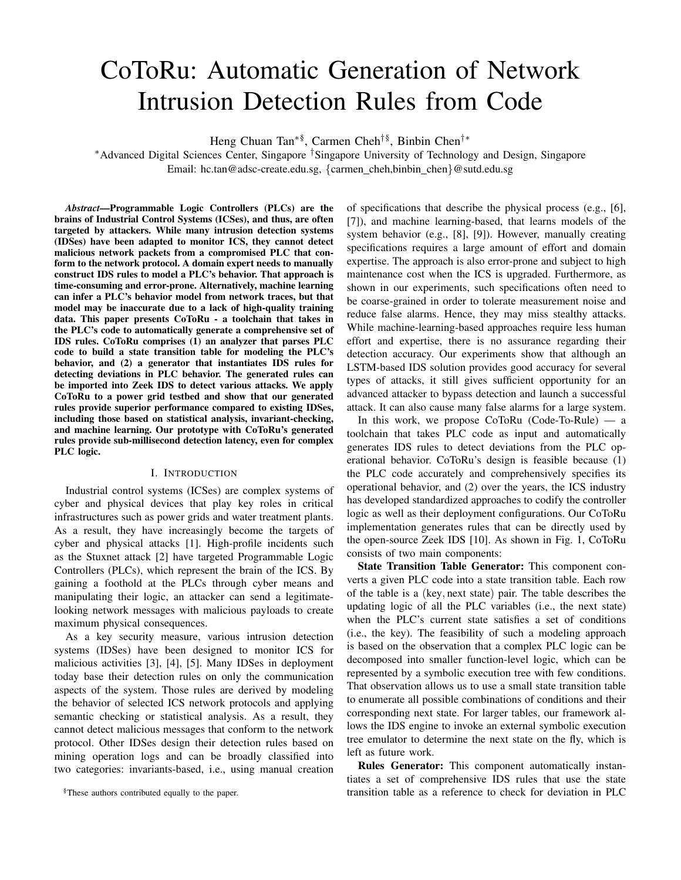# CoToRu: Automatic Generation of Network Intrusion Detection Rules from Code

Heng Chuan Tan[\*§], Carmen Cheh[†§], Binbin Chen[†\*]

[\*]Advanced Digital Sciences Center, Singapore [†]Singapore University of Technology and Design, Singapore
Email: hc.tan@adsc-create.edu.sg, {carmen_cheh,binbin_chen}@sutd.edu.sg

***Abstract*—Programmable Logic Controllers (PLCs) are the brains of Industrial Control Systems (ICSes), and thus, are often targeted by attackers. While many intrusion detection systems (IDSes) have been adapted to monitor ICS, they cannot detect malicious network packets from a compromised PLC that conform to the network protocol. A domain expert needs to manually construct IDS rules to model a PLC's behavior. That approach is time-consuming and error-prone. Alternatively, machine learning can infer a PLC's behavior model from network traces, but that model may be inaccurate due to a lack of high-quality training data. This paper presents CoToRu - a toolchain that takes in the PLC's code to automatically generate a comprehensive set of IDS rules. CoToRu comprises (1) an analyzer that parses PLC code to build a state transition table for modeling the PLC's behavior, and (2) a generator that instantiates IDS rules for detecting deviations in PLC behavior. The generated rules can be imported into Zeek IDS to detect various attacks. We apply CoToRu to a power grid testbed and show that our generated rules provide superior performance compared to existing IDSes, including those based on statistical analysis, invariant-checking, and machine learning. Our prototype with CoToRu's generated rules provide sub-millisecond detection latency, even for complex PLC logic.**

## I. Introduction

Industrial control systems (ICSes) are complex systems of cyber and physical devices that play key roles in critical infrastructures such as power grids and water treatment plants. As a result, they have increasingly become the targets of cyber and physical attacks [1]. High-profile incidents such as the Stuxnet attack [2] have targeted Programmable Logic Controllers (PLCs), which represent the brain of the ICS. By gaining a foothold at the PLCs through cyber means and manipulating their logic, an attacker can send a legitimate-looking network messages with malicious payloads to create maximum physical consequences.

As a key security measure, various intrusion detection systems (IDSes) have been designed to monitor ICS for malicious activities [3], [4], [5]. Many IDSes in deployment today base their detection rules on only the communication aspects of the system. Those rules are derived by modeling the behavior of selected ICS network protocols and applying semantic checking or statistical analysis. As a result, they cannot detect malicious messages that conform to the network protocol. Other IDSes design their detection rules based on mining operation logs and can be broadly classified into two categories: invariants-based, i.e., using manual creation of specifications that describe the physical process (e.g., [6], [7]), and machine learning-based, that learns models of the system behavior (e.g., [8], [9]). However, manually creating specifications requires a large amount of effort and domain expertise. The approach is also error-prone and subject to high maintenance cost when the ICS is upgraded. Furthermore, as shown in our experiments, such specifications often need to be coarse-grained in order to tolerate measurement noise and reduce false alarms. Hence, they may miss stealthy attacks. While machine-learning-based approaches require less human effort and expertise, there is no assurance regarding their detection accuracy. Our experiments show that although an LSTM-based IDS solution provides good accuracy for several types of attacks, it still gives sufficient opportunity for an advanced attacker to bypass detection and launch a successful attack. It can also cause many false alarms for a large system.

In this work, we propose CoToRu (Code-To-Rule) — a toolchain that takes PLC code as input and automatically generates IDS rules to detect deviations from the PLC operational behavior. CoToRu's design is feasible because (1) the PLC code accurately and comprehensively specifies its operational behavior, and (2) over the years, the ICS industry has developed standardized approaches to codify the controller logic as well as their deployment configurations. Our CoToRu implementation generates rules that can be directly used by the open-source Zeek IDS [10]. As shown in Fig. 1, CoToRu consists of two main components:

**State Transition Table Generator:** This component converts a given PLC code into a state transition table. Each row of the table is a (key, next state) pair. The table describes the updating logic of all the PLC variables (i.e., the next state) when the PLC's current state satisfies a set of conditions (i.e., the key). The feasibility of such a modeling approach is based on the observation that a complex PLC logic can be decomposed into smaller function-level logic, which can be represented by a symbolic execution tree with few conditions. That observation allows us to use a small state transition table to enumerate all possible combinations of conditions and their corresponding next state. For larger tables, our framework allows the IDS engine to invoke an external symbolic execution tree emulator to determine the next state on the fly, which is left as future work.

**Rules Generator:** This component automatically instantiates a set of comprehensive IDS rules that use the state transition table as a reference to check for deviation in PLC

[§]These authors contributed equally to the paper.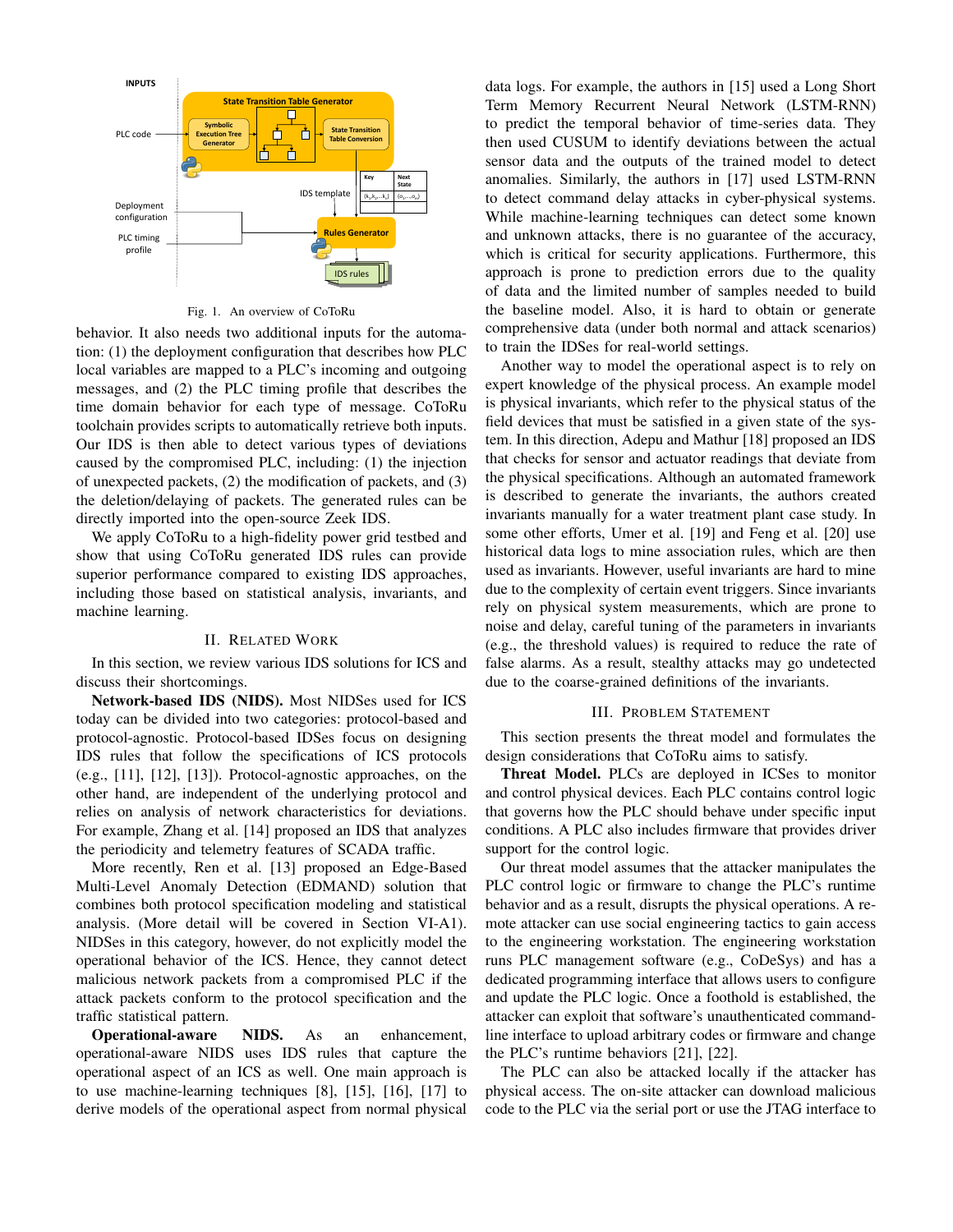Fig. 1. An overview of CoToRu

behavior. It also needs two additional inputs for the automation: (1) the deployment configuration that describes how PLC local variables are mapped to a PLC's incoming and outgoing messages, and (2) the PLC timing profile that describes the time domain behavior for each type of message. CoToRu toolchain provides scripts to automatically retrieve both inputs. Our IDS is then able to detect various types of deviations caused by the compromised PLC, including: (1) the injection of unexpected packets, (2) the modification of packets, and (3) the deletion/delaying of packets. The generated rules can be directly imported into the open-source Zeek IDS.

We apply CoToRu to a high-fidelity power grid testbed and show that using CoToRu generated IDS rules can provide superior performance compared to existing IDS approaches, including those based on statistical analysis, invariants, and machine learning.

## II. Related Work

In this section, we review various IDS solutions for ICS and discuss their shortcomings.

**Network-based IDS (NIDS).** Most NIDSes used for ICS today can be divided into two categories: protocol-based and protocol-agnostic. Protocol-based IDSes focus on designing IDS rules that follow the specifications of ICS protocols (e.g., [11], [12], [13]). Protocol-agnostic approaches, on the other hand, are independent of the underlying protocol and relies on analysis of network characteristics for deviations. For example, Zhang et al. [14] proposed an IDS that analyzes the periodicity and telemetry features of SCADA traffic.

More recently, Ren et al. [13] proposed an Edge-Based Multi-Level Anomaly Detection (EDMAND) solution that combines both protocol specification modeling and statistical analysis. (More detail will be covered in Section VI-A1). NIDSes in this category, however, do not explicitly model the operational behavior of the ICS. Hence, they cannot detect malicious network packets from a compromised PLC if the attack packets conform to the protocol specification and the traffic statistical pattern.

**Operational-aware NIDS.** As an enhancement, operational-aware NIDS uses IDS rules that capture the operational aspect of an ICS as well. One main approach is to use machine-learning techniques [8], [15], [16], [17] to derive models of the operational aspect from normal physical data logs. For example, the authors in [15] used a Long Short Term Memory Recurrent Neural Network (LSTM-RNN) to predict the temporal behavior of time-series data. They then used CUSUM to identify deviations between the actual sensor data and the outputs of the trained model to detect anomalies. Similarly, the authors in [17] used LSTM-RNN to detect command delay attacks in cyber-physical systems. While machine-learning techniques can detect some known and unknown attacks, there is no guarantee of the accuracy, which is critical for security applications. Furthermore, this approach is prone to prediction errors due to the quality of data and the limited number of samples needed to build the baseline model. Also, it is hard to obtain or generate comprehensive data (under both normal and attack scenarios) to train the IDSes for real-world settings.

Another way to model the operational aspect is to rely on expert knowledge of the physical process. An example model is physical invariants, which refer to the physical status of the field devices that must be satisfied in a given state of the system. In this direction, Adepu and Mathur [18] proposed an IDS that checks for sensor and actuator readings that deviate from the physical specifications. Although an automated framework is described to generate the invariants, the authors created invariants manually for a water treatment plant case study. In some other efforts, Umer et al. [19] and Feng et al. [20] use historical data logs to mine association rules, which are then used as invariants. However, useful invariants are hard to mine due to the complexity of certain event triggers. Since invariants rely on physical system measurements, which are prone to noise and delay, careful tuning of the parameters in invariants (e.g., the threshold values) is required to reduce the rate of false alarms. As a result, stealthy attacks may go undetected due to the coarse-grained definitions of the invariants.

## III. Problem Statement

This section presents the threat model and formulates the design considerations that CoToRu aims to satisfy.

**Threat Model.** PLCs are deployed in ICSes to monitor and control physical devices. Each PLC contains control logic that governs how the PLC should behave under specific input conditions. A PLC also includes firmware that provides driver support for the control logic.

Our threat model assumes that the attacker manipulates the PLC control logic or firmware to change the PLC's runtime behavior and as a result, disrupts the physical operations. A remote attacker can use social engineering tactics to gain access to the engineering workstation. The engineering workstation runs PLC management software (e.g., CoDeSys) and has a dedicated programming interface that allows users to configure and update the PLC logic. Once a foothold is established, the attacker can exploit that software's unauthenticated command-line interface to upload arbitrary codes or firmware and change the PLC's runtime behaviors [21], [22].

The PLC can also be attacked locally if the attacker has physical access. The on-site attacker can download malicious code to the PLC via the serial port or use the JTAG interface to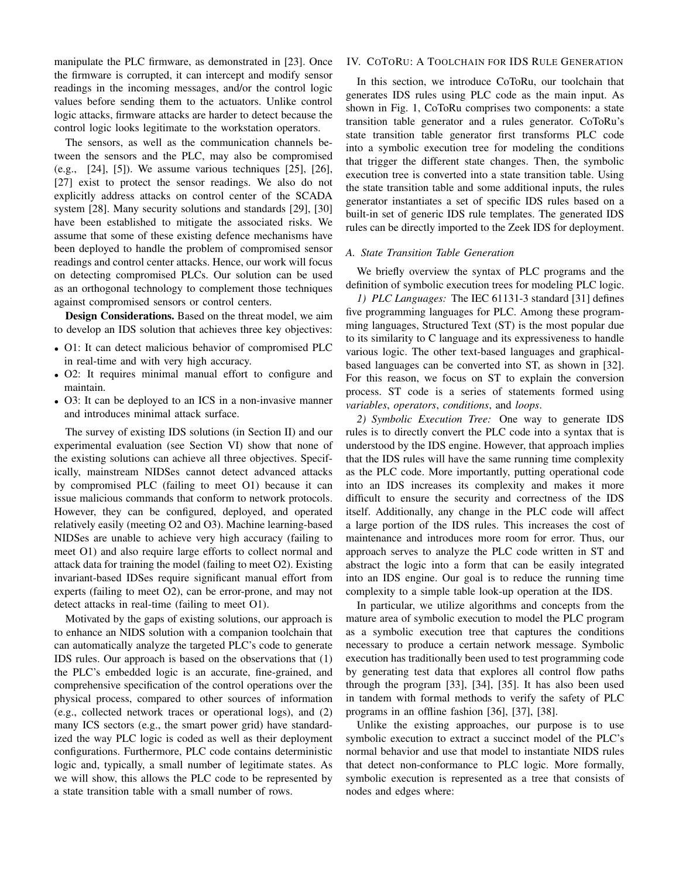manipulate the PLC firmware, as demonstrated in [23]. Once the firmware is corrupted, it can intercept and modify sensor readings in the incoming messages, and/or the control logic values before sending them to the actuators. Unlike control logic attacks, firmware attacks are harder to detect because the control logic looks legitimate to the workstation operators.

The sensors, as well as the communication channels between the sensors and the PLC, may also be compromised (e.g., [24], [5]). We assume various techniques [25], [26], [27] exist to protect the sensor readings. We also do not explicitly address attacks on control center of the SCADA system [28]. Many security solutions and standards [29], [30] have been established to mitigate the associated risks. We assume that some of these existing defence mechanisms have been deployed to handle the problem of compromised sensor readings and control center attacks. Hence, our work will focus on detecting compromised PLCs. Our solution can be used as an orthogonal technology to complement those techniques against compromised sensors or control centers.

**Design Considerations.** Based on the threat model, we aim to develop an IDS solution that achieves three key objectives:

- O1: It can detect malicious behavior of compromised PLC in real-time and with very high accuracy.
- O2: It requires minimal manual effort to configure and maintain.
- O3: It can be deployed to an ICS in a non-invasive manner and introduces minimal attack surface.

The survey of existing IDS solutions (in Section II) and our experimental evaluation (see Section VI) show that none of the existing solutions can achieve all three objectives. Specifically, mainstream NIDSes cannot detect advanced attacks by compromised PLC (failing to meet O1) because it can issue malicious commands that conform to network protocols. However, they can be configured, deployed, and operated relatively easily (meeting O2 and O3). Machine learning-based NIDSes are unable to achieve very high accuracy (failing to meet O1) and also require large efforts to collect normal and attack data for training the model (failing to meet O2). Existing invariant-based IDSes require significant manual effort from experts (failing to meet O2), can be error-prone, and may not detect attacks in real-time (failing to meet O1).

Motivated by the gaps of existing solutions, our approach is to enhance an NIDS solution with a companion toolchain that can automatically analyze the targeted PLC's code to generate IDS rules. Our approach is based on the observations that (1) the PLC's embedded logic is an accurate, fine-grained, and comprehensive specification of the control operations over the physical process, compared to other sources of information (e.g., collected network traces or operational logs), and (2) many ICS sectors (e.g., the smart power grid) have standardized the way PLC logic is coded as well as their deployment configurations. Furthermore, PLC code contains deterministic logic and, typically, a small number of legitimate states. As we will show, this allows the PLC code to be represented by a state transition table with a small number of rows.

## IV. CoToRu: A Toolchain for IDS Rule Generation

In this section, we introduce CoToRu, our toolchain that generates IDS rules using PLC code as the main input. As shown in Fig. 1, CoToRu comprises two components: a state transition table generator and a rules generator. CoToRu's state transition table generator first transforms PLC code into a symbolic execution tree for modeling the conditions that trigger the different state changes. Then, the symbolic execution tree is converted into a state transition table. Using the state transition table and some additional inputs, the rules generator instantiates a set of specific IDS rules based on a built-in set of generic IDS rule templates. The generated IDS rules can be directly imported to the Zeek IDS for deployment.

### A. State Transition Table Generation

We briefly overview the syntax of PLC programs and the definition of symbolic execution trees for modeling PLC logic.

*1) PLC Languages:* The IEC 61131-3 standard [31] defines five programming languages for PLC. Among these programming languages, Structured Text (ST) is the most popular due to its similarity to C language and its expressiveness to handle various logic. The other text-based languages and graphical-based languages can be converted into ST, as shown in [32]. For this reason, we focus on ST to explain the conversion process. ST code is a series of statements formed using *variables*, *operators*, *conditions*, and *loops*.

*2) Symbolic Execution Tree:* One way to generate IDS rules is to directly convert the PLC code into a syntax that is understood by the IDS engine. However, that approach implies that the IDS rules will have the same running time complexity as the PLC code. More importantly, putting operational code into an IDS increases its complexity and makes it more difficult to ensure the security and correctness of the IDS itself. Additionally, any change in the PLC code will affect a large portion of the IDS rules. This increases the cost of maintenance and introduces more room for error. Thus, our approach serves to analyze the PLC code written in ST and abstract the logic into a form that can be easily integrated into an IDS engine. Our goal is to reduce the running time complexity to a simple table look-up operation at the IDS.

In particular, we utilize algorithms and concepts from the mature area of symbolic execution to model the PLC program as a symbolic execution tree that captures the conditions necessary to produce a certain network message. Symbolic execution has traditionally been used to test programming code by generating test data that explores all control flow paths through the program [33], [34], [35]. It has also been used in tandem with formal methods to verify the safety of PLC programs in an offline fashion [36], [37], [38].

Unlike the existing approaches, our purpose is to use symbolic execution to extract a succinct model of the PLC's normal behavior and use that model to instantiate NIDS rules that detect non-conformance to PLC logic. More formally, symbolic execution is represented as a tree that consists of nodes and edges where: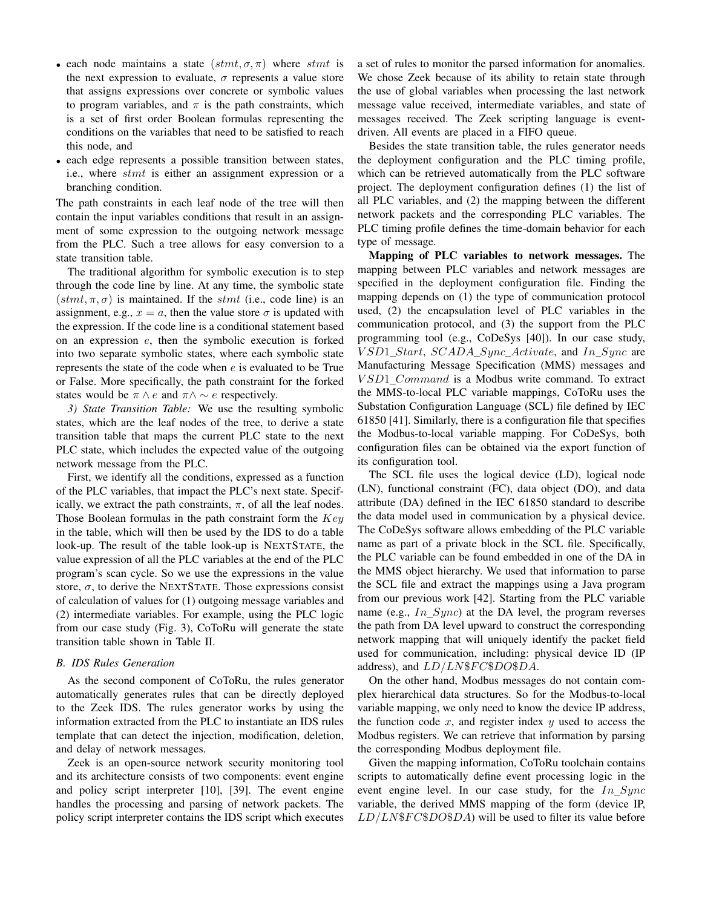- each node maintains a state $(stmt, \sigma, \pi)$ where $stmt$ is the next expression to evaluate, $\sigma$ represents a value store that assigns expressions over concrete or symbolic values to program variables, and $\pi$ is the path constraints, which is a set of first order Boolean formulas representing the conditions on the variables that need to be satisfied to reach this node, and
- each edge represents a possible transition between states, i.e., where $stmt$ is either an assignment expression or a branching condition.

The path constraints in each leaf node of the tree will then contain the input variables conditions that result in an assignment of some expression to the outgoing network message from the PLC. Such a tree allows for easy conversion to a state transition table.

The traditional algorithm for symbolic execution is to step through the code line by line. At any time, the symbolic state $(stmt, \pi, \sigma)$ is maintained. If the $stmt$ (i.e., code line) is an assignment, e.g., $x = a$, then the value store $\sigma$ is updated with the expression. If the code line is a conditional statement based on an expression $e$, then the symbolic execution is forked into two separate symbolic states, where each symbolic state represents the state of the code when $e$ is evaluated to be True or False. More specifically, the path constraint for the forked states would be $\pi \wedge e$ and $\pi \wedge \sim e$ respectively.

*3) State Transition Table:* We use the resulting symbolic states, which are the leaf nodes of the tree, to derive a state transition table that maps the current PLC state to the next PLC state, which includes the expected value of the outgoing network message from the PLC.

First, we identify all the conditions, expressed as a function of the PLC variables, that impact the PLC's next state. Specifically, we extract the path constraints, $\pi$, of all the leaf nodes. Those Boolean formulas in the path constraint form the $Key$ in the table, which will then be used by the IDS to do a table look-up. The result of the table look-up is NEXTSTATE, the value expression of all the PLC variables at the end of the PLC program's scan cycle. So we use the expressions in the value store, $\sigma$, to derive the NEXTSTATE. Those expressions consist of calculation of values for (1) outgoing message variables and (2) intermediate variables. For example, using the PLC logic from our case study (Fig. 3), CoToRu will generate the state transition table shown in Table II.

### B. IDS Rules Generation

As the second component of CoToRu, the rules generator automatically generates rules that can be directly deployed to the Zeek IDS. The rules generator works by using the information extracted from the PLC to instantiate an IDS rules template that can detect the injection, modification, deletion, and delay of network messages.

Zeek is an open-source network security monitoring tool and its architecture consists of two components: event engine and policy script interpreter [10], [39]. The event engine handles the processing and parsing of network packets. The policy script interpreter contains the IDS script which executes a set of rules to monitor the parsed information for anomalies. We chose Zeek because of its ability to retain state through the use of global variables when processing the last network message value received, intermediate variables, and state of messages received. The Zeek scripting language is event-driven. All events are placed in a FIFO queue.

Besides the state transition table, the rules generator needs the deployment configuration and the PLC timing profile, which can be retrieved automatically from the PLC software project. The deployment configuration defines (1) the list of all PLC variables, and (2) the mapping between the different network packets and the corresponding PLC variables. The PLC timing profile defines the time-domain behavior for each type of message.

**Mapping of PLC variables to network messages.** The mapping between PLC variables and network messages are specified in the deployment configuration file. Finding the mapping depends on (1) the type of communication protocol used, (2) the encapsulation level of PLC variables in the communication protocol, and (3) the support from the PLC programming tool (e.g., CoDeSys [40]). In our case study, $VSD1\_Start$, $SCADA\_Sync\_Activate$, and $In\_Sync$ are Manufacturing Message Specification (MMS) messages and $VSD1\_Command$ is a Modbus write command. To extract the MMS-to-local PLC variable mappings, CoToRu uses the Substation Configuration Language (SCL) file defined by IEC 61850 [41]. Similarly, there is a configuration file that specifies the Modbus-to-local variable mapping. For CoDeSys, both configuration files can be obtained via the export function of its configuration tool.

The SCL file uses the logical device (LD), logical node (LN), functional constraint (FC), data object (DO), and data attribute (DA) defined in the IEC 61850 standard to describe the data model used in communication by a physical device. The CoDeSys software allows embedding of the PLC variable name as part of a private block in the SCL file. Specifically, the PLC variable can be found embedded in one of the DA in the MMS object hierarchy. We used that information to parse the SCL file and extract the mappings using a Java program from our previous work [42]. Starting from the PLC variable name (e.g., $In\_Sync$) at the DA level, the program reverses the path from DA level upward to construct the corresponding network mapping that will uniquely identify the packet field used for communication, including: physical device ID (IP address), and $LD/LN\$FC\$DO\$DA$.

On the other hand, Modbus messages do not contain complex hierarchical data structures. So for the Modbus-to-local variable mapping, we only need to know the device IP address, the function code $x$, and register index $y$ used to access the Modbus registers. We can retrieve that information by parsing the corresponding Modbus deployment file.

Given the mapping information, CoToRu toolchain contains scripts to automatically define event processing logic in the event engine level. In our case study, for the $In\_Sync$ variable, the derived MMS mapping of the form (device IP, $LD/LN\$FC\$DO\$DA$) will be used to filter its value before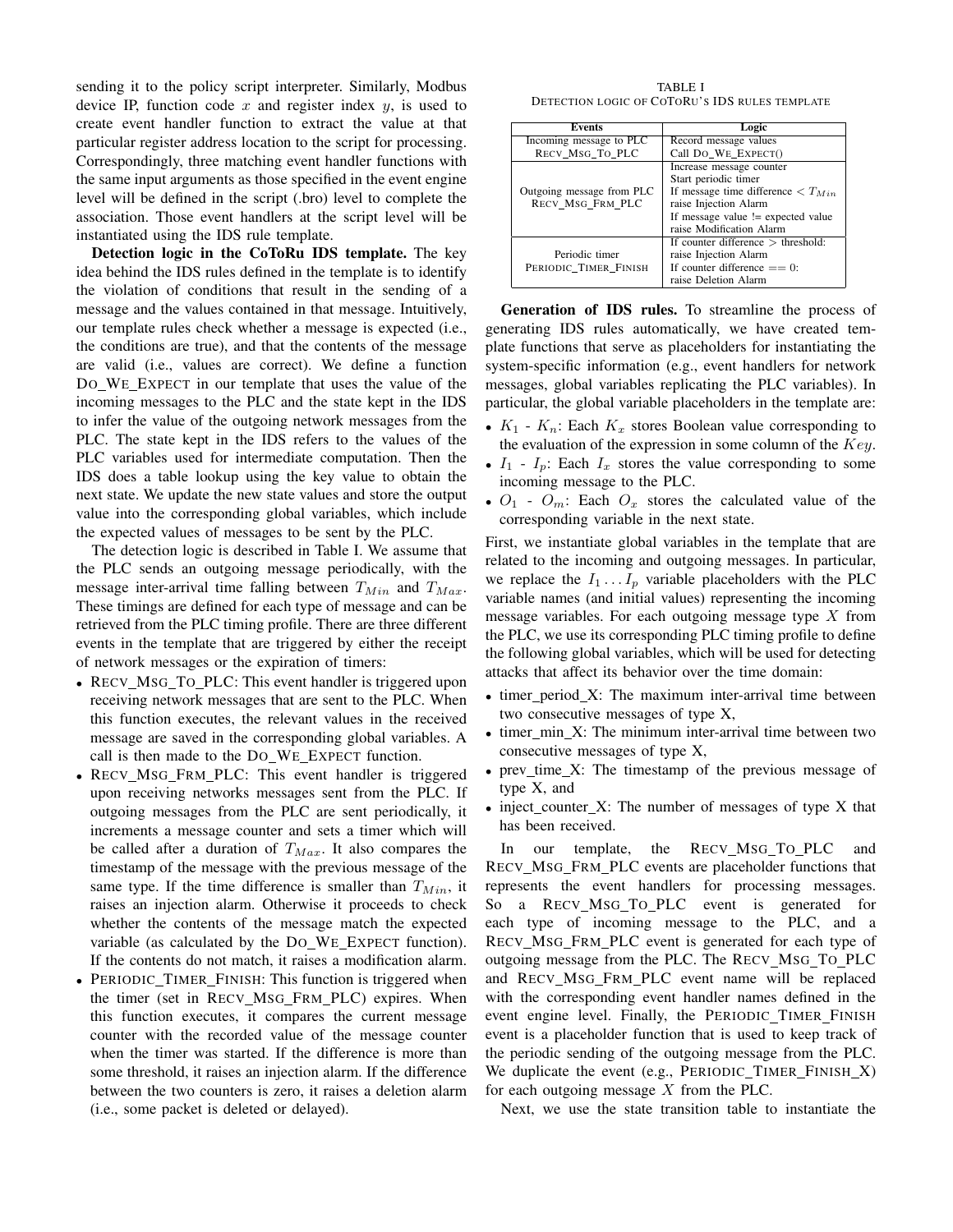sending it to the policy script interpreter. Similarly, Modbus device IP, function code $x$ and register index $y$, is used to create event handler function to extract the value at that particular register address location to the script for processing. Correspondingly, three matching event handler functions with the same input arguments as those specified in the event engine level will be defined in the script (.bro) level to complete the association. Those event handlers at the script level will be instantiated using the IDS rule template.

**Detection logic in the CoToRu IDS template.** The key idea behind the IDS rules defined in the template is to identify the violation of conditions that result in the sending of a message and the values contained in that message. Intuitively, our template rules check whether a message is expected (i.e., the conditions are true), and that the contents of the message are valid (i.e., values are correct). We define a function DO_WE_EXPECT in our template that uses the value of the incoming messages to the PLC and the state kept in the IDS to infer the value of the outgoing network messages from the PLC. The state kept in the IDS refers to the values of the PLC variables used for intermediate computation. Then the IDS does a table lookup using the key value to obtain the next state. We update the new state values and store the output value into the corresponding global variables, which include the expected values of messages to be sent by the PLC.

The detection logic is described in Table I. We assume that the PLC sends an outgoing message periodically, with the message inter-arrival time falling between $T_{Min}$ and $T_{Max}$. These timings are defined for each type of message and can be retrieved from the PLC timing profile. There are three different events in the template that are triggered by either the receipt of network messages or the expiration of timers:

- RECV_MSG_TO_PLC: This event handler is triggered upon receiving network messages that are sent to the PLC. When this function executes, the relevant values in the received message are saved in the corresponding global variables. A call is then made to the DO_WE_EXPECT function.
- RECV_MSG_FRM_PLC: This event handler is triggered upon receiving networks messages sent from the PLC. If outgoing messages from the PLC are sent periodically, it increments a message counter and sets a timer which will be called after a duration of $T_{Max}$. It also compares the timestamp of the message with the previous message of the same type. If the time difference is smaller than $T_{Min}$, it raises an injection alarm. Otherwise it proceeds to check whether the contents of the message match the expected variable (as calculated by the DO_WE_EXPECT function). If the contents do not match, it raises a modification alarm.
- PERIODIC_TIMER_FINISH: This function is triggered when the timer (set in RECV_MSG_FRM_PLC) expires. When this function executes, it compares the current message counter with the recorded value of the message counter when the timer was started. If the difference is more than some threshold, it raises an injection alarm. If the difference between the two counters is zero, it raises a deletion alarm (i.e., some packet is deleted or delayed).

TABLE I
DETECTION LOGIC OF COTORU'S IDS RULES TEMPLATE

| Events | Logic |
|---|---|
| Incoming message to PLC RECV_MSG_TO_PLC | Record message values<br>Call DO_WE_EXPECT() |
| Outgoing message from PLC RECV_MSG_FRM_PLC | Increase message counter<br>Start periodic timer<br>If message time difference $< T_{Min}$<br>raise Injection Alarm<br>If message value != expected value<br>raise Modification Alarm |
| Periodic timer PERIODIC_TIMER_FINISH | If counter difference $>$ threshold:<br>raise Injection Alarm<br>If counter difference == 0:<br>raise Deletion Alarm |

**Generation of IDS rules.** To streamline the process of generating IDS rules automatically, we have created template functions that serve as placeholders for instantiating the system-specific information (e.g., event handlers for network messages, global variables replicating the PLC variables). In particular, the global variable placeholders in the template are:

- $K_1$ - $K_n$: Each $K_x$ stores Boolean value corresponding to the evaluation of the expression in some column of the $Key$.
- $I_1$ - $I_p$: Each $I_x$ stores the value corresponding to some incoming message to the PLC.
- $O_1$ - $O_m$: Each $O_x$ stores the calculated value of the corresponding variable in the next state.

First, we instantiate global variables in the template that are related to the incoming and outgoing messages. In particular, we replace the $I_1 \dots I_p$ variable placeholders with the PLC variable names (and initial values) representing the incoming message variables. For each outgoing message type $X$ from the PLC, we use its corresponding PLC timing profile to define the following global variables, which will be used for detecting attacks that affect its behavior over the time domain:

- timer_period_X: The maximum inter-arrival time between two consecutive messages of type X,
- timer_min_X: The minimum inter-arrival time between two consecutive messages of type X,
- prev_time_X: The timestamp of the previous message of type X, and
- inject_counter_X: The number of messages of type X that has been received.

In our template, the RECV_MSG_TO_PLC and RECV_MSG_FRM_PLC events are placeholder functions that represents the event handlers for processing messages. So a RECV_MSG_TO_PLC event is generated for each type of incoming message to the PLC, and a RECV_MSG_FRM_PLC event is generated for each type of outgoing message from the PLC. The RECV_MSG_TO_PLC and RECV_MSG_FRM_PLC event name will be replaced with the corresponding event handler names defined in the event engine level. Finally, the PERIODIC_TIMER_FINISH event is a placeholder function that is used to keep track of the periodic sending of the outgoing message from the PLC. We duplicate the event (e.g., PERIODIC_TIMER_FINISH_X) for each outgoing message $X$ from the PLC.

Next, we use the state transition table to instantiate the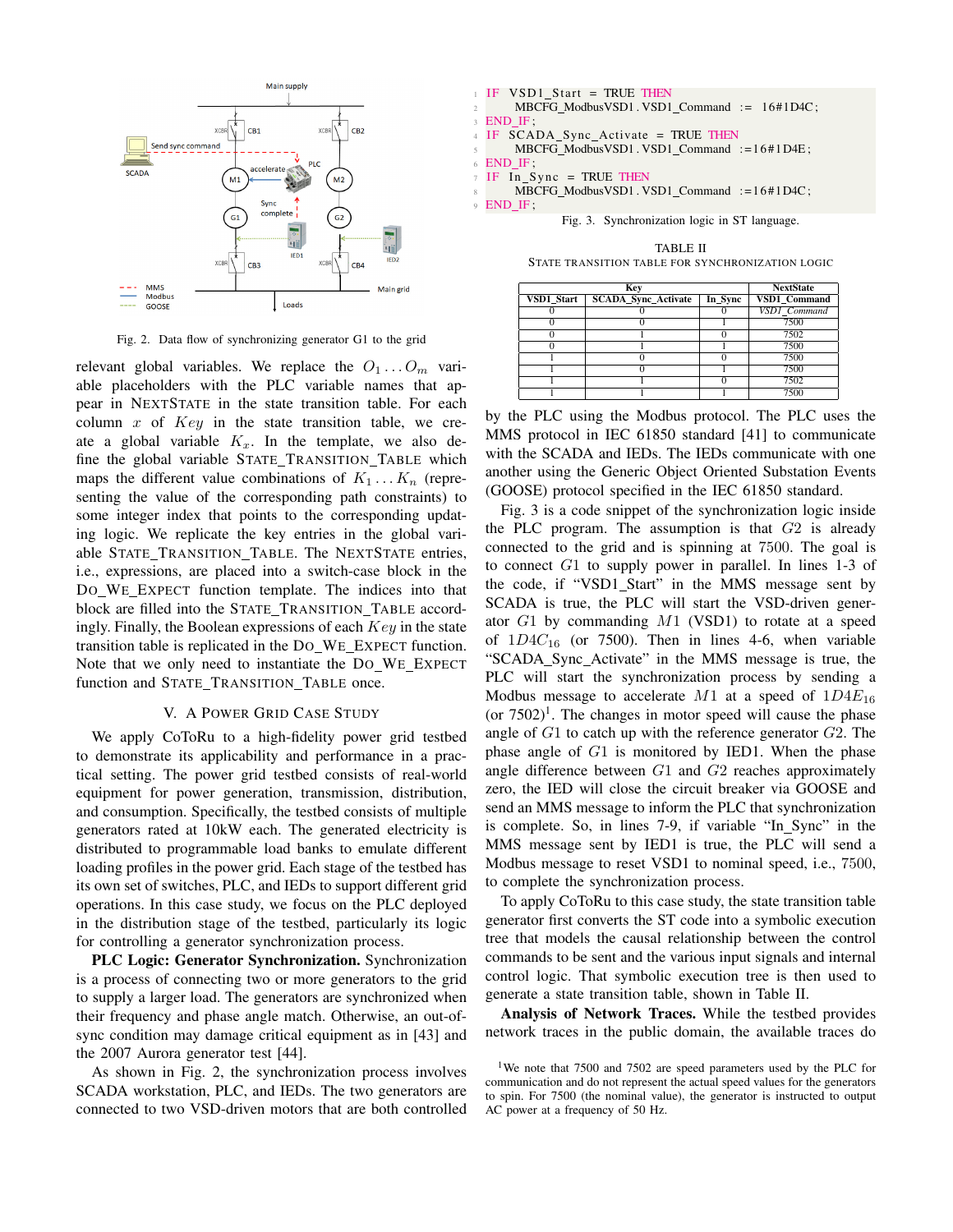Fig. 2. Data flow of synchronizing generator G1 to the grid

relevant global variables. We replace the $O_1 \dots O_m$ variable placeholders with the PLC variable names that appear in NEXTSTATE in the state transition table. For each column $x$ of $Key$ in the state transition table, we create a global variable $K_x$. In the template, we also define the global variable STATE_TRANSITION_TABLE which maps the different value combinations of $K_1 \dots K_n$ (representing the value of the corresponding path constraints) to some integer index that points to the corresponding updating logic. We replicate the key entries in the global variable STATE_TRANSITION_TABLE. The NEXTSTATE entries, i.e., expressions, are placed into a switch-case block in the DO_WE_EXPECT function template. The indices into that block are filled into the STATE_TRANSITION_TABLE accordingly. Finally, the Boolean expressions of each $Key$ in the state transition table is replicated in the DO_WE_EXPECT function. Note that we only need to instantiate the DO_WE_EXPECT function and STATE_TRANSITION_TABLE once.

## V. A Power Grid Case Study

We apply CoToRu to a high-fidelity power grid testbed to demonstrate its applicability and performance in a practical setting. The power grid testbed consists of real-world equipment for power generation, transmission, distribution, and consumption. Specifically, the testbed consists of multiple generators rated at 10kW each. The generated electricity is distributed to programmable load banks to emulate different loading profiles in the power grid. Each stage of the testbed has its own set of switches, PLC, and IEDs to support different grid operations. In this case study, we focus on the PLC deployed in the distribution stage of the testbed, particularly its logic for controlling a generator synchronization process.

**PLC Logic: Generator Synchronization.** Synchronization is a process of connecting two or more generators to the grid to supply a larger load. The generators are synchronized when their frequency and phase angle match. Otherwise, an out-of-sync condition may damage critical equipment as in [43] and the 2007 Aurora generator test [44].

As shown in Fig. 2, the synchronization process involves SCADA workstation, PLC, and IEDs. The two generators are connected to two VSD-driven motors that are both controlled by the PLC using the Modbus protocol. The PLC uses the MMS protocol in IEC 61850 standard [41] to communicate with the SCADA and IEDs. The IEDs communicate with one another using the Generic Object Oriented Substation Events (GOOSE) protocol specified in the IEC 61850 standard.

```
IF VSD1_Start = TRUE THEN
    MBCFG_ModbusVSD1.VSD1_Command := 16#1D4C;
END_IF;
IF SCADA_Sync_Activate = TRUE THEN
    MBCFG_ModbusVSD1.VSD1_Command :=16#1D4E;
END_IF;
IF In_Sync = TRUE THEN
    MBCFG_ModbusVSD1.VSD1_Command :=16#1D4C;
END_IF;
```

Fig. 3. Synchronization logic in ST language.

TABLE II
STATE TRANSITION TABLE FOR SYNCHRONIZATION LOGIC

| Key | | | NextState |
|---|---|---|---|
| VSD1_Start | SCADA_Sync_Activate | In_Sync | VSD1_Command |
| 0 | 0 | 0 | *VSD1_Command* |
| 0 | 0 | 1 | 7500 |
| 0 | 1 | 0 | 7502 |
| 0 | 1 | 1 | 7500 |
| 1 | 0 | 0 | 7500 |
| 1 | 0 | 1 | 7500 |
| 1 | 1 | 0 | 7502 |
| 1 | 1 | 1 | 7500 |

Fig. 3 is a code snippet of the synchronization logic inside the PLC program. The assumption is that $G2$ is already connected to the grid and is spinning at 7500. The goal is to connect $G1$ to supply power in parallel. In lines 1-3 of the code, if "VSD1_Start" in the MMS message sent by SCADA is true, the PLC will start the VSD-driven generator $G1$ by commanding $M1$ (VSD1) to rotate at a speed of $1D4C_{16}$ (or 7500). Then in lines 4-6, when variable "SCADA_Sync_Activate" in the MMS message is true, the PLC will start the synchronization process by sending a Modbus message to accelerate $M1$ at a speed of $1D4E_{16}$ (or 7502)[1]. The changes in motor speed will cause the phase angle of $G1$ to catch up with the reference generator $G2$. The phase angle of $G1$ is monitored by IED1. When the phase angle difference between $G1$ and $G2$ reaches approximately zero, the IED will close the circuit breaker via GOOSE and send an MMS message to inform the PLC that synchronization is complete. So, in lines 7-9, if variable "In_Sync" in the MMS message sent by IED1 is true, the PLC will send a Modbus message to reset VSD1 to nominal speed, i.e., 7500, to complete the synchronization process.

To apply CoToRu to this case study, the state transition table generator first converts the ST code into a symbolic execution tree that models the causal relationship between the control commands to be sent and the various input signals and internal control logic. That symbolic execution tree is then used to generate a state transition table, shown in Table II.

**Analysis of Network Traces.** While the testbed provides network traces in the public domain, the available traces do

[1] We note that 7500 and 7502 are speed parameters used by the PLC for communication and do not represent the actual speed values for the generators to spin. For 7500 (the nominal value), the generator is instructed to output AC power at a frequency of 50 Hz.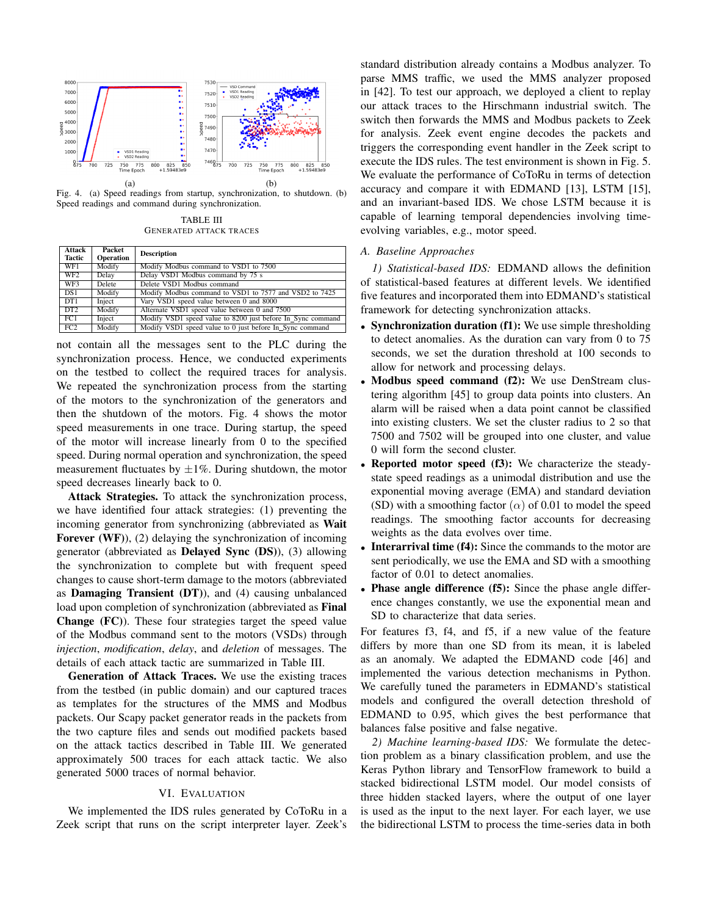Fig. 4. (a) Speed readings from startup, synchronization, to shutdown. (b) Speed readings and command during synchronization.

TABLE III
GENERATED ATTACK TRACES

| Attack Tactic | Packet Operation | Description |
|---|---|---|
| WF1 | Modify | Modify Modbus command to VSD1 to 7500 |
| WF2 | Delay | Delay VSD1 Modbus command by 75 s |
| WF3 | Delete | Delete VSD1 Modbus command |
| DS1 | Modify | Modify Modbus command to VSD1 to 7577 and VSD2 to 7425 |
| DT1 | Inject | Vary VSD1 speed value between 0 and 8000 |
| DT2 | Modify | Alternate VSD1 speed value between 0 and 7500 |
| FC1 | Inject | Modify VSD1 speed value to 8200 just before In_Sync command |
| FC2 | Modify | Modify VSD1 speed value to 0 just before In_Sync command |

not contain all the messages sent to the PLC during the synchronization process. Hence, we conducted experiments on the testbed to collect the required traces for analysis. We repeated the synchronization process from the starting of the motors to the synchronization of the generators and then the shutdown of the motors. Fig. 4 shows the motor speed measurements in one trace. During startup, the speed of the motor will increase linearly from 0 to the specified speed. During normal operation and synchronization, the speed measurement fluctuates by $\pm 1\%$. During shutdown, the motor speed decreases linearly back to 0.

**Attack Strategies.** To attack the synchronization process, we have identified four attack strategies: (1) preventing the incoming generator from synchronizing (abbreviated as **Wait Forever (WF)**), (2) delaying the synchronization of incoming generator (abbreviated as **Delayed Sync (DS)**), (3) allowing the synchronization to complete but with frequent speed changes to cause short-term damage to the motors (abbreviated as **Damaging Transient (DT)**), and (4) causing unbalanced load upon completion of synchronization (abbreviated as **Final Change (FC)**). These four strategies target the speed value of the Modbus command sent to the motors (VSDs) through *injection*, *modification*, *delay*, and *deletion* of messages. The details of each attack tactic are summarized in Table III.

**Generation of Attack Traces.** We use the existing traces from the testbed (in public domain) and our captured traces as templates for the structures of the MMS and Modbus packets. Our Scapy packet generator reads in the packets from the two capture files and sends out modified packets based on the attack tactics described in Table III. We generated approximately 500 traces for each attack tactic. We also generated 5000 traces of normal behavior.

## VI. Evaluation

We implemented the IDS rules generated by CoToRu in a Zeek script that runs on the script interpreter layer. Zeek's standard distribution already contains a Modbus analyzer. To parse MMS traffic, we used the MMS analyzer proposed in [42]. To test our approach, we deployed a client to replay our attack traces to the Hirschmann industrial switch. The switch then forwards the MMS and Modbus packets to Zeek for analysis. Zeek event engine decodes the packets and triggers the corresponding event handler in the Zeek script to execute the IDS rules. The test environment is shown in Fig. 5. We evaluate the performance of CoToRu in terms of detection accuracy and compare it with EDMAND [13], LSTM [15], and an invariant-based IDS. We chose LSTM because it is capable of learning temporal dependencies involving time-evolving variables, e.g., motor speed.

### A. Baseline Approaches

*1) Statistical-based IDS:* EDMAND allows the definition of statistical-based features at different levels. We identified five features and incorporated them into EDMAND's statistical framework for detecting synchronization attacks.

- **Synchronization duration (f1):** We use simple thresholding to detect anomalies. As the duration can vary from 0 to 75 seconds, we set the duration threshold at 100 seconds to allow for network and processing delays.
- **Modbus speed command (f2):** We use DenStream clustering algorithm [45] to group data points into clusters. An alarm will be raised when a data point cannot be classified into existing clusters. We set the cluster radius to 2 so that 7500 and 7502 will be grouped into one cluster, and value 0 will form the second cluster.
- **Reported motor speed (f3):** We characterize the steady-state speed readings as a unimodal distribution and use the exponential moving average (EMA) and standard deviation (SD) with a smoothing factor $(\alpha)$ of 0.01 to model the speed readings. The smoothing factor accounts for decreasing weights as the data evolves over time.
- **Interarrival time (f4):** Since the commands to the motor are sent periodically, we use the EMA and SD with a smoothing factor of 0.01 to detect anomalies.
- **Phase angle difference (f5):** Since the phase angle difference changes constantly, we use the exponential mean and SD to characterize that data series.

For features f3, f4, and f5, if a new value of the feature differs by more than one SD from its mean, it is labeled as an anomaly. We adapted the EDMAND code [46] and implemented the various detection mechanisms in Python. We carefully tuned the parameters in EDMAND's statistical models and configured the overall detection threshold of EDMAND to 0.95, which gives the best performance that balances false positive and false negative.

*2) Machine learning-based IDS:* We formulate the detection problem as a binary classification problem, and use the Keras Python library and TensorFlow framework to build a stacked bidirectional LSTM model. Our model consists of three hidden stacked layers, where the output of one layer is used as the input to the next layer. For each layer, we use the bidirectional LSTM to process the time-series data in both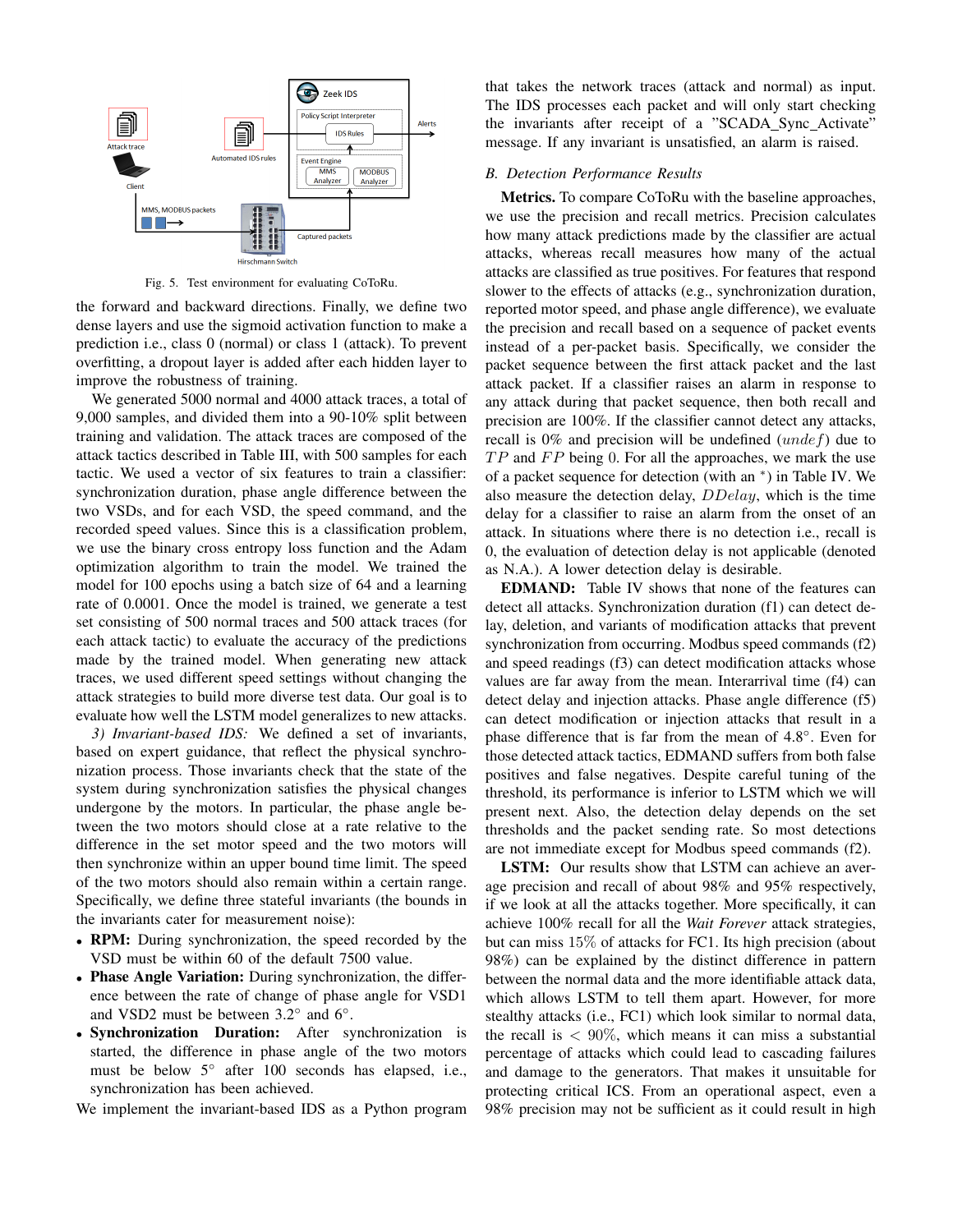Fig. 5. Test environment for evaluating CoToRu.

the forward and backward directions. Finally, we define two dense layers and use the sigmoid activation function to make a prediction i.e., class 0 (normal) or class 1 (attack). To prevent overfitting, a dropout layer is added after each hidden layer to improve the robustness of training.

We generated 5000 normal and 4000 attack traces, a total of 9,000 samples, and divided them into a 90-10% split between training and validation. The attack traces are composed of the attack tactics described in Table III, with 500 samples for each tactic. We used a vector of six features to train a classifier: synchronization duration, phase angle difference between the two VSDs, and for each VSD, the speed command, and the recorded speed values. Since this is a classification problem, we use the binary cross entropy loss function and the Adam optimization algorithm to train the model. We trained the model for 100 epochs using a batch size of 64 and a learning rate of 0.0001. Once the model is trained, we generate a test set consisting of 500 normal traces and 500 attack traces (for each attack tactic) to evaluate the accuracy of the predictions made by the trained model. When generating new attack traces, we used different speed settings without changing the attack strategies to build more diverse test data. Our goal is to evaluate how well the LSTM model generalizes to new attacks.

*3) Invariant-based IDS:* We defined a set of invariants, based on expert guidance, that reflect the physical synchronization process. Those invariants check that the state of the system during synchronization satisfies the physical changes undergone by the motors. In particular, the phase angle between the two motors should close at a rate relative to the difference in the set motor speed and the two motors will then synchronize within an upper bound time limit. The speed of the two motors should also remain within a certain range. Specifically, we define three stateful invariants (the bounds in the invariants cater for measurement noise):

- **RPM:** During synchronization, the speed recorded by the VSD must be within 60 of the default 7500 value.
- **Phase Angle Variation:** During synchronization, the difference between the rate of change of phase angle for VSD1 and VSD2 must be between 3.2° and 6°.
- **Synchronization Duration:** After synchronization is started, the difference in phase angle of the two motors must be below 5° after 100 seconds has elapsed, i.e., synchronization has been achieved.

We implement the invariant-based IDS as a Python program that takes the network traces (attack and normal) as input. The IDS processes each packet and will only start checking the invariants after receipt of a "SCADA_Sync_Activate" message. If any invariant is unsatisfied, an alarm is raised.

## B. Detection Performance Results

**Metrics.** To compare CoToRu with the baseline approaches, we use the precision and recall metrics. Precision calculates how many attack predictions made by the classifier are actual attacks, whereas recall measures how many of the actual attacks are classified as true positives. For features that respond slower to the effects of attacks (e.g., synchronization duration, reported motor speed, and phase angle difference), we evaluate the precision and recall based on a sequence of packet events instead of a per-packet basis. Specifically, we consider the packet sequence between the first attack packet and the last attack packet. If a classifier raises an alarm in response to any attack during that packet sequence, then both recall and precision are 100%. If the classifier cannot detect any attacks, recall is 0% and precision will be undefined ($undef$) due to $TP$ and $FP$ being 0. For all the approaches, we mark the use of a packet sequence for detection (with an *) in Table IV. We also measure the detection delay, $DDelay$, which is the time delay for a classifier to raise an alarm from the onset of an attack. In situations where there is no detection i.e., recall is 0, the evaluation of detection delay is not applicable (denoted as N.A.). A lower detection delay is desirable.

**EDMAND:** Table IV shows that none of the features can detect all attacks. Synchronization duration (f1) can detect delay, deletion, and variants of modification attacks that prevent synchronization from occurring. Modbus speed commands (f2) and speed readings (f3) can detect modification attacks whose values are far away from the mean. Interarrival time (f4) can detect delay and injection attacks. Phase angle difference (f5) can detect modification or injection attacks that result in a phase difference that is far from the mean of 4.8°. Even for those detected attack tactics, EDMAND suffers from both false positives and false negatives. Despite careful tuning of the threshold, its performance is inferior to LSTM which we will present next. Also, the detection delay depends on the set thresholds and the packet sending rate. So most detections are not immediate except for Modbus speed commands (f2).

**LSTM:** Our results show that LSTM can achieve an average precision and recall of about 98% and 95% respectively, if we look at all the attacks together. More specifically, it can achieve 100% recall for all the *Wait Forever* attack strategies, but can miss 15% of attacks for FC1. Its high precision (about 98%) can be explained by the distinct difference in pattern between the normal data and the more identifiable attack data, which allows LSTM to tell them apart. However, for more stealthy attacks (i.e., FC1) which look similar to normal data, the recall is $< 90\%$, which means it can miss a substantial percentage of attacks which could lead to cascading failures and damage to the generators. That makes it unsuitable for protecting critical ICS. From an operational aspect, even a 98% precision may not be sufficient as it could result in high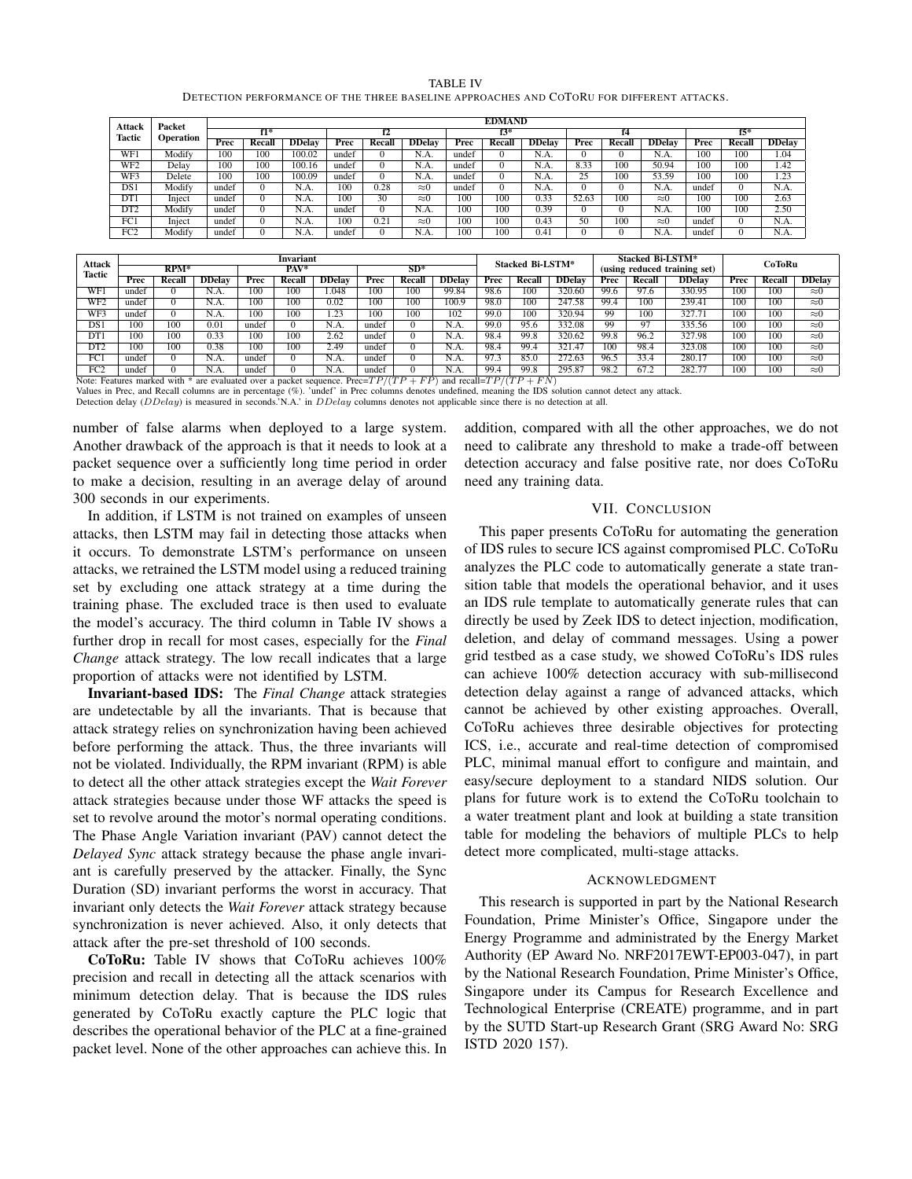TABLE IV
DETECTION PERFORMANCE OF THE THREE BASELINE APPROACHES AND COTORU FOR DIFFERENT ATTACKS.

| Attack Tactic | Packet Operation | EDMAND | | | | | | | | | | | | | | |
|---|---|---|---|---|---|---|---|---|---|---|---|---|---|---|---|---|
| | | f1* | | | f2 | | | f3* | | | f4 | | | f5* | | |
| | | Prec | Recall | DDelay | Prec | Recall | DDelay | Prec | Recall | DDelay | Prec | Recall | DDelay | Prec | Recall | DDelay |
| WF1 | Modify | 100 | 100 | 100.02 | undef | 0 | N.A. | undef | 0 | N.A. | 0 | 0 | N.A. | 100 | 100 | 1.04 |
| WF2 | Delay | 100 | 100 | 100.16 | undef | 0 | N.A. | undef | 0 | N.A. | 8.33 | 100 | 50.94 | 100 | 100 | 1.42 |
| WF3 | Delete | 100 | 100 | 100.09 | undef | 0 | N.A. | undef | 0 | N.A. | 25 | 100 | 53.59 | 100 | 100 | 1.23 |
| DS1 | Modify | undef | 0 | N.A. | 100 | 0.28 | ≈0 | undef | 0 | N.A. | 0 | 0 | N.A. | undef | 0 | N.A. |
| DT1 | Inject | undef | 0 | N.A. | 100 | 30 | ≈0 | 100 | 100 | 0.33 | 52.63 | 100 | ≈0 | 100 | 100 | 2.63 |
| DT2 | Modify | undef | 0 | N.A. | undef | 0 | N.A. | 100 | 100 | 0.39 | 0 | 0 | N.A. | 100 | 100 | 2.50 |
| FC1 | Inject | undef | 0 | N.A. | 100 | 0.21 | ≈0 | 100 | 100 | 0.43 | 50 | 100 | ≈0 | undef | 0 | N.A. |
| FC2 | Modify | undef | 0 | N.A. | undef | 0 | N.A. | 100 | 100 | 0.41 | 0 | 0 | N.A. | undef | 0 | N.A. |

| Attack Tactic | Invariant | | | | | | | | | Stacked Bi-LSTM* | | | Stacked Bi-LSTM* (using reduced training set) | | | CoToRu | | |
|---|---|---|---|---|---|---|---|---|---|---|---|---|---|---|---|---|---|---|
| | RPM* | | | PAV* | | | SD* | | | | | | | | | | | |
| | Prec | Recall | DDelay | Prec | Recall | DDelay | Prec | Recall | DDelay | Prec | Recall | DDelay | Prec | Recall | DDelay | Prec | Recall | DDelay |
| WF1 | undef | 0 | N.A. | 100 | 100 | 1.048 | 100 | 100 | 99.84 | 98.6 | 100 | 320.60 | 99.6 | 97.6 | 330.95 | 100 | 100 | ≈0 |
| WF2 | undef | 0 | N.A. | 100 | 100 | 0.02 | 100 | 100 | 100.9 | 98.0 | 100 | 247.58 | 99.4 | 100 | 239.41 | 100 | 100 | ≈0 |
| WF3 | undef | 0 | N.A. | 100 | 100 | 1.23 | 100 | 100 | 102 | 99.0 | 100 | 320.94 | 99 | 100 | 327.71 | 100 | 100 | ≈0 |
| DS1 | 100 | 100 | 0.01 | undef | 0 | N.A. | undef | 0 | N.A. | 99.0 | 95.6 | 332.08 | 99 | 97 | 335.56 | 100 | 100 | ≈0 |
| DT1 | 100 | 100 | 0.33 | 100 | 100 | 2.62 | undef | 0 | N.A. | 98.4 | 99.8 | 320.62 | 99.8 | 96.2 | 327.98 | 100 | 100 | ≈0 |
| DT2 | 100 | 100 | 0.38 | 100 | 100 | 2.49 | undef | 0 | N.A. | 98.4 | 99.4 | 321.47 | 100 | 98.4 | 323.08 | 100 | 100 | ≈0 |
| FC1 | undef | 0 | N.A. | undef | 0 | N.A. | undef | 0 | N.A. | 97.3 | 85.0 | 272.63 | 96.5 | 33.4 | 280.17 | 100 | 100 | ≈0 |
| FC2 | undef | 0 | N.A. | undef | 0 | N.A. | undef | 0 | N.A. | 99.4 | 99.8 | 295.87 | 98.2 | 67.2 | 282.77 | 100 | 100 | ≈0 |

Note: Features marked with * are evaluated over a packet sequence. Prec=$TP/(TP+FP)$ and recall=$TP/(TP+FN)$
Values in Prec, and Recall columns are in percentage (%). 'undef' in Prec columns denotes undefined, meaning the IDS solution cannot detect any attack.
Detection delay ($DDelay$) is measured in seconds.'N.A.' in $DDelay$ columns denotes not applicable since there is no detection at all.

number of false alarms when deployed to a large system. Another drawback of the approach is that it needs to look at a packet sequence over a sufficiently long time period in order to make a decision, resulting in an average delay of around 300 seconds in our experiments.

In addition, if LSTM is not trained on examples of unseen attacks, then LSTM may fail in detecting those attacks when it occurs. To demonstrate LSTM's performance on unseen attacks, we retrained the LSTM model using a reduced training set by excluding one attack strategy at a time during the training phase. The excluded trace is then used to evaluate the model's accuracy. The third column in Table IV shows a further drop in recall for most cases, especially for the *Final Change* attack strategy. The low recall indicates that a large proportion of attacks were not identified by LSTM.

**Invariant-based IDS:** The *Final Change* attack strategies are undetectable by all the invariants. That is because that attack strategy relies on synchronization having been achieved before performing the attack. Thus, the three invariants will not be violated. Individually, the RPM invariant (RPM) is able to detect all the other attack strategies except the *Wait Forever* attack strategies because under those WF attacks the speed is set to revolve around the motor's normal operating conditions. The Phase Angle Variation invariant (PAV) cannot detect the *Delayed Sync* attack strategy because the phase angle invariant is carefully preserved by the attacker. Finally, the Sync Duration (SD) invariant performs the worst in accuracy. That invariant only detects the *Wait Forever* attack strategy because synchronization is never achieved. Also, it only detects that attack after the pre-set threshold of 100 seconds.

**CoToRu:** Table IV shows that CoToRu achieves 100% precision and recall in detecting all the attack scenarios with minimum detection delay. That is because the IDS rules generated by CoToRu exactly capture the PLC logic that describes the operational behavior of the PLC at a fine-grained packet level. None of the other approaches can achieve this. In addition, compared with all the other approaches, we do not need to calibrate any threshold to make a trade-off between detection accuracy and false positive rate, nor does CoToRu need any training data.

## VII. CONCLUSION

This paper presents CoToRu for automating the generation of IDS rules to secure ICS against compromised PLC. CoToRu analyzes the PLC code to automatically generate a state transition table that models the operational behavior, and it uses an IDS rule template to automatically generate rules that can directly be used by Zeek IDS to detect injection, modification, deletion, and delay of command messages. Using a power grid testbed as a case study, we showed CoToRu's IDS rules can achieve 100% detection accuracy with sub-millisecond detection delay against a range of advanced attacks, which cannot be achieved by other existing approaches. Overall, CoToRu achieves three desirable objectives for protecting ICS, i.e., accurate and real-time detection of compromised PLC, minimal manual effort to configure and maintain, and easy/secure deployment to a standard NIDS solution. Our plans for future work is to extend the CoToRu toolchain to a water treatment plant and look at building a state transition table for modeling the behaviors of multiple PLCs to help detect more complicated, multi-stage attacks.

## ACKNOWLEDGMENT

This research is supported in part by the National Research Foundation, Prime Minister's Office, Singapore under the Energy Programme and administrated by the Energy Market Authority (EP Award No. NRF2017EWT-EP003-047), in part by the National Research Foundation, Prime Minister's Office, Singapore under its Campus for Research Excellence and Technological Enterprise (CREATE) programme, and in part by the SUTD Start-up Research Grant (SRG Award No: SRG ISTD 2020 157).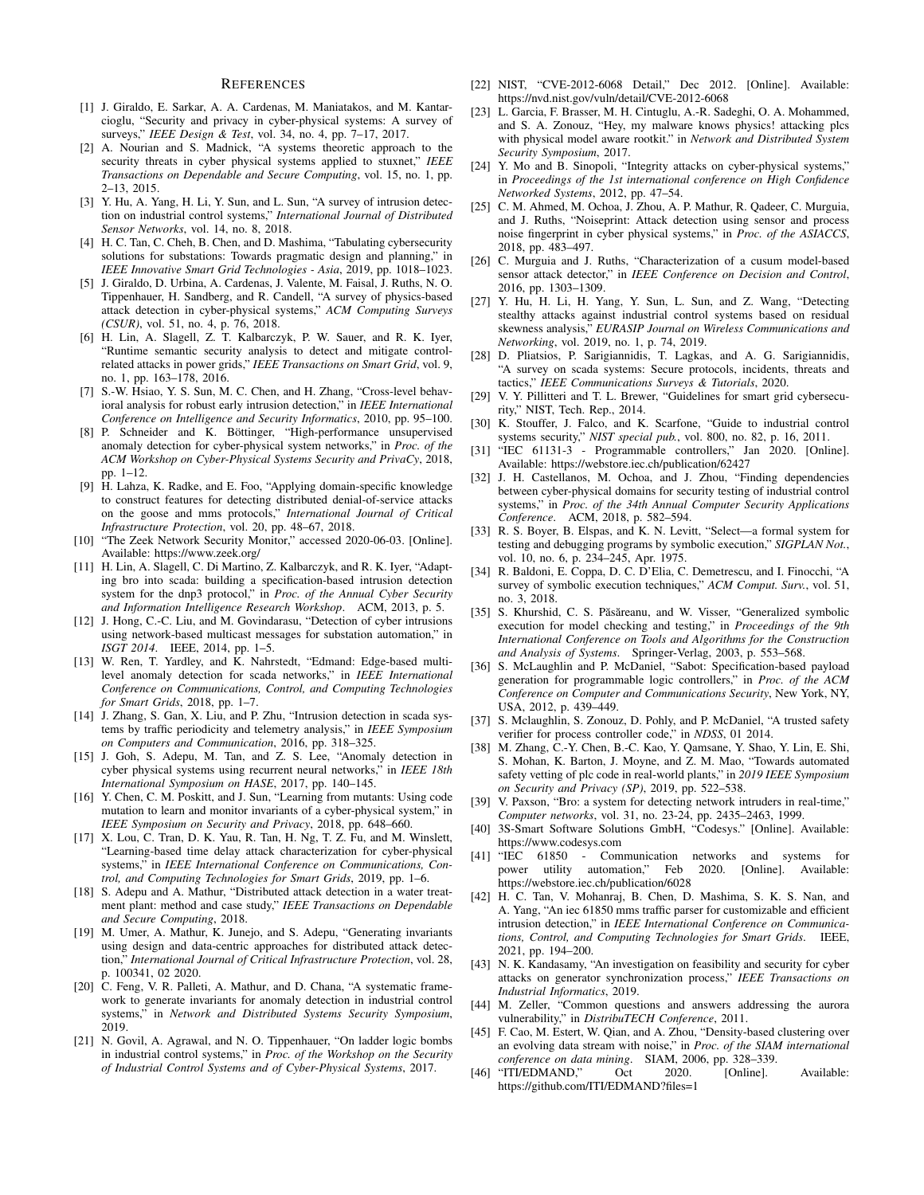# References

[1] J. Giraldo, E. Sarkar, A. A. Cardenas, M. Maniatakos, and M. Kantarcioglu, "Security and privacy in cyber-physical systems: A survey of surveys," *IEEE Design & Test*, vol. 34, no. 4, pp. 7–17, 2017.

[2] A. Nourian and S. Madnick, "A systems theoretic approach to the security threats in cyber physical systems applied to stuxnet," *IEEE Transactions on Dependable and Secure Computing*, vol. 15, no. 1, pp. 2–13, 2015.

[3] Y. Hu, A. Yang, H. Li, Y. Sun, and L. Sun, "A survey of intrusion detection on industrial control systems," *International Journal of Distributed Sensor Networks*, vol. 14, no. 8, 2018.

[4] H. C. Tan, C. Cheh, B. Chen, and D. Mashima, "Tabulating cybersecurity solutions for substations: Towards pragmatic design and planning," in *IEEE Innovative Smart Grid Technologies - Asia*, 2019, pp. 1018–1023.

[5] J. Giraldo, D. Urbina, A. Cardenas, J. Valente, M. Faisal, J. Ruths, N. O. Tippenhauer, H. Sandberg, and R. Candell, "A survey of physics-based attack detection in cyber-physical systems," *ACM Computing Surveys (CSUR)*, vol. 51, no. 4, p. 76, 2018.

[6] H. Lin, A. Slagell, Z. T. Kalbarczyk, P. W. Sauer, and R. K. Iyer, "Runtime semantic security analysis to detect and mitigate control-related attacks in power grids," *IEEE Transactions on Smart Grid*, vol. 9, no. 1, pp. 163–178, 2016.

[7] S.-W. Hsiao, Y. S. Sun, M. C. Chen, and H. Zhang, "Cross-level behavioral analysis for robust early intrusion detection," in *IEEE International Conference on Intelligence and Security Informatics*, 2010, pp. 95–100.

[8] P. Schneider and K. Böttinger, "High-performance unsupervised anomaly detection for cyber-physical system networks," in *Proc. of the ACM Workshop on Cyber-Physical Systems Security and PrivaCy*, 2018, pp. 1–12.

[9] H. Lahza, K. Radke, and E. Foo, "Applying domain-specific knowledge to construct features for detecting distributed denial-of-service attacks on the goose and mms protocols," *International Journal of Critical Infrastructure Protection*, vol. 20, pp. 48–67, 2018.

[10] "The Zeek Network Security Monitor," accessed 2020-06-03. [Online]. Available: https://www.zeek.org/

[11] H. Lin, A. Slagell, C. Di Martino, Z. Kalbarczyk, and R. K. Iyer, "Adapting bro into scada: building a specification-based intrusion detection system for the dnp3 protocol," in *Proc. of the Annual Cyber Security and Information Intelligence Research Workshop*. ACM, 2013, p. 5.

[12] J. Hong, C.-C. Liu, and M. Govindarasu, "Detection of cyber intrusions using network-based multicast messages for substation automation," in *ISGT 2014*. IEEE, 2014, pp. 1–5.

[13] W. Ren, T. Yardley, and K. Nahrstedt, "Edmand: Edge-based multi-level anomaly detection for scada networks," in *IEEE International Conference on Communications, Control, and Computing Technologies for Smart Grids*, 2018, pp. 1–7.

[14] J. Zhang, S. Gan, X. Liu, and P. Zhu, "Intrusion detection in scada systems by traffic periodicity and telemetry analysis," in *IEEE Symposium on Computers and Communication*, 2016, pp. 318–325.

[15] J. Goh, S. Adepu, M. Tan, and Z. S. Lee, "Anomaly detection in cyber physical systems using recurrent neural networks," in *IEEE 18th International Symposium on HASE*, 2017, pp. 140–145.

[16] Y. Chen, C. M. Poskitt, and J. Sun, "Learning from mutants: Using code mutation to learn and monitor invariants of a cyber-physical system," in *IEEE Symposium on Security and Privacy*, 2018, pp. 648–660.

[17] X. Lou, C. Tran, D. K. Yau, R. Tan, H. Ng, T. Z. Fu, and M. Winslett, "Learning-based time delay attack characterization for cyber-physical systems," in *IEEE International Conference on Communications, Control, and Computing Technologies for Smart Grids*, 2019, pp. 1–6.

[18] S. Adepu and A. Mathur, "Distributed attack detection in a water treatment plant: method and case study," *IEEE Transactions on Dependable and Secure Computing*, 2018.

[19] M. Umer, A. Mathur, K. Junejo, and S. Adepu, "Generating invariants using design and data-centric approaches for distributed attack detection," *International Journal of Critical Infrastructure Protection*, vol. 28, p. 100341, 02 2020.

[20] C. Feng, V. R. Palleti, A. Mathur, and D. Chana, "A systematic framework to generate invariants for anomaly detection in industrial control systems," in *Network and Distributed Systems Security Symposium*, 2019.

[21] N. Govil, A. Agrawal, and N. O. Tippenhauer, "On ladder logic bombs in industrial control systems," in *Proc. of the Workshop on the Security of Industrial Control Systems and of Cyber-Physical Systems*, 2017.

[22] NIST, "CVE-2012-6068 Detail," Dec 2012. [Online]. Available: https://nvd.nist.gov/vuln/detail/CVE-2012-6068

[23] L. Garcia, F. Brasser, M. H. Cintuglu, A.-R. Sadeghi, O. A. Mohammed, and S. A. Zonouz, "Hey, my malware knows physics! attacking plcs with physical model aware rootkit." in *Network and Distributed System Security Symposium*, 2017.

[24] Y. Mo and B. Sinopoli, "Integrity attacks on cyber-physical systems," in *Proceedings of the 1st international conference on High Confidence Networked Systems*, 2012, pp. 47–54.

[25] C. M. Ahmed, M. Ochoa, J. Zhou, A. P. Mathur, R. Qadeer, C. Murguia, and J. Ruths, "Noiseprint: Attack detection using sensor and process noise fingerprint in cyber physical systems," in *Proc. of the ASIACCS*, 2018, pp. 483–497.

[26] C. Murguia and J. Ruths, "Characterization of a cusum model-based sensor attack detector," in *IEEE Conference on Decision and Control*, 2016, pp. 1303–1309.

[27] Y. Hu, H. Li, H. Yang, Y. Sun, L. Sun, and Z. Wang, "Detecting stealthy attacks against industrial control systems based on residual skewness analysis," *EURASIP Journal on Wireless Communications and Networking*, vol. 2019, no. 1, p. 74, 2019.

[28] D. Pliatsios, P. Sarigiannidis, T. Lagkas, and A. G. Sarigiannidis, "A survey on scada systems: Secure protocols, incidents, threats and tactics," *IEEE Communications Surveys & Tutorials*, 2020.

[29] V. Y. Pillitteri and T. L. Brewer, "Guidelines for smart grid cybersecurity," NIST, Tech. Rep., 2014.

[30] K. Stouffer, J. Falco, and K. Scarfone, "Guide to industrial control systems security," *NIST special pub.*, vol. 800, no. 82, p. 16, 2011.

[31] "IEC 61131-3 - Programmable controllers," Jan 2020. [Online]. Available: https://webstore.iec.ch/publication/62427

[32] J. H. Castellanos, M. Ochoa, and J. Zhou, "Finding dependencies between cyber-physical domains for security testing of industrial control systems," in *Proc. of the 34th Annual Computer Security Applications Conference*. ACM, 2018, p. 582–594.

[33] R. S. Boyer, B. Elspas, and K. N. Levitt, "Select—a formal system for testing and debugging programs by symbolic execution," *SIGPLAN Not.*, vol. 10, no. 6, p. 234–245, Apr. 1975.

[34] R. Baldoni, E. Coppa, D. C. D'Elia, C. Demetrescu, and I. Finocchi, "A survey of symbolic execution techniques," *ACM Comput. Surv.*, vol. 51, no. 3, 2018.

[35] S. Khurshid, C. S. Păsăreanu, and W. Visser, "Generalized symbolic execution for model checking and testing," in *Proceedings of the 9th International Conference on Tools and Algorithms for the Construction and Analysis of Systems*. Springer-Verlag, 2003, p. 553–568.

[36] S. McLaughlin and P. McDaniel, "Sabot: Specification-based payload generation for programmable logic controllers," in *Proc. of the ACM Conference on Computer and Communications Security*, New York, NY, USA, 2012, p. 439–449.

[37] S. Mclaughlin, S. Zonouz, D. Pohly, and P. McDaniel, "A trusted safety verifier for process controller code," in *NDSS*, 01 2014.

[38] M. Zhang, C.-Y. Chen, B.-C. Kao, Y. Qamsane, Y. Shao, Y. Lin, E. Shi, S. Mohan, K. Barton, J. Moyne, and Z. M. Mao, "Towards automated safety vetting of plc code in real-world plants," in *2019 IEEE Symposium on Security and Privacy (SP)*, 2019, pp. 522–538.

[39] V. Paxson, "Bro: a system for detecting network intruders in real-time," *Computer networks*, vol. 31, no. 23-24, pp. 2435–2463, 1999.

[40] 3S-Smart Software Solutions GmbH, "Codesys." [Online]. Available: https://www.codesys.com

[41] "IEC 61850 - Communication networks and systems for power utility automation," Feb 2020. [Online]. Available: https://webstore.iec.ch/publication/6028

[42] H. C. Tan, V. Mohanraj, B. Chen, D. Mashima, S. K. S. Nan, and A. Yang, "An iec 61850 mms traffic parser for customizable and efficient intrusion detection," in *IEEE International Conference on Communications, Control, and Computing Technologies for Smart Grids*. IEEE, 2021, pp. 194–200.

[43] N. K. Kandasamy, "An investigation on feasibility and security for cyber attacks on generator synchronization process," *IEEE Transactions on Industrial Informatics*, 2019.

[44] M. Zeller, "Common questions and answers addressing the aurora vulnerability," in *DistribuTECH Conference*, 2011.

[45] F. Cao, M. Estert, W. Qian, and A. Zhou, "Density-based clustering over an evolving data stream with noise," in *Proc. of the SIAM international conference on data mining*. SIAM, 2006, pp. 328–339.

[46] "ITI/EDMAND," Oct 2020. [Online]. Available: https://github.com/ITI/EDMAND?files=1